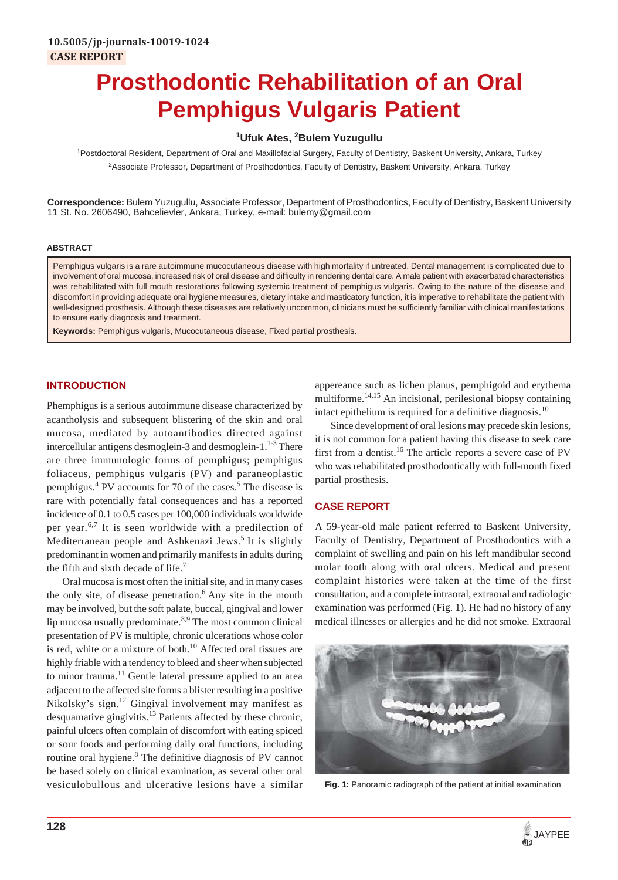10.5005/jp-journals-10019-1024

CASE REPORT

# Prosthodontic Rehabilitation of an Oral Pemphigus Vulgaris Patient

[1]Ufuk Ates, [2]Bulem Yuzugullu

[1]Postdoctoral Resident, Department of Oral and Maxillofacial Surgery, Faculty of Dentistry, Baskent University, Ankara, Turkey

[2]Associate Professor, Department of Prosthodontics, Faculty of Dentistry, Baskent University, Ankara, Turkey

**Correspondence:** Bulem Yuzugullu, Associate Professor, Department of Prosthodontics, Faculty of Dentistry, Baskent University 11 St. No. 2606490, Bahcelievler, Ankara, Turkey, e-mail: bulemy@gmail.com

## ABSTRACT

Pemphigus vulgaris is a rare autoimmune mucocutaneous disease with high mortality if untreated. Dental management is complicated due to involvement of oral mucosa, increased risk of oral disease and difficulty in rendering dental care. A male patient with exacerbated characteristics was rehabilitated with full mouth restorations following systemic treatment of pemphigus vulgaris. Owing to the nature of the disease and discomfort in providing adequate oral hygiene measures, dietary intake and masticatory function, it is imperative to rehabilitate the patient with well-designed prosthesis. Although these diseases are relatively uncommon, clinicians must be sufficiently familiar with clinical manifestations to ensure early diagnosis and treatment.

**Keywords:** Pemphigus vulgaris, Mucocutaneous disease, Fixed partial prosthesis.

## INTRODUCTION

Phemphigus is a serious autoimmune disease characterized by acantholysis and subsequent blistering of the skin and oral mucosa, mediated by autoantibodies directed against intercellular antigens desmoglein-3 and desmoglein-1.[1-3] There are three immunologic forms of pemphigus; pemphigus foliaceus, pemphigus vulgaris (PV) and paraneoplastic pemphigus.[4] PV accounts for 70 of the cases.[5] The disease is rare with potentially fatal consequences and has a reported incidence of 0.1 to 0.5 cases per 100,000 individuals worldwide per year.[6,7] It is seen worldwide with a predilection of Mediterranean people and Ashkenazi Jews.[5] It is slightly predominant in women and primarily manifests in adults during the fifth and sixth decade of life.[7]

Oral mucosa is most often the initial site, and in many cases the only site, of disease penetration.[6] Any site in the mouth may be involved, but the soft palate, buccal, gingival and lower lip mucosa usually predominate.[8,9] The most common clinical presentation of PV is multiple, chronic ulcerations whose color is red, white or a mixture of both.[10] Affected oral tissues are highly friable with a tendency to bleed and sheer when subjected to minor trauma.[11] Gentle lateral pressure applied to an area adjacent to the affected site forms a blister resulting in a positive Nikolsky's sign.[12] Gingival involvement may manifest as desquamative gingivitis.[13] Patients affected by these chronic, painful ulcers often complain of discomfort with eating spiced or sour foods and performing daily oral functions, including routine oral hygiene.[8] The definitive diagnosis of PV cannot be based solely on clinical examination, as several other oral vesiculobullous and ulcerative lesions have a similar appereance such as lichen planus, pemphigoid and erythema multiforme.[14,15] An incisional, perilesional biopsy containing intact epithelium is required for a definitive diagnosis.[10]

Since development of oral lesions may precede skin lesions, it is not common for a patient having this disease to seek care first from a dentist.[16] The article reports a severe case of PV who was rehabilitated prosthodontically with full-mouth fixed partial prosthesis.

## CASE REPORT

A 59-year-old male patient referred to Baskent University, Faculty of Dentistry, Department of Prosthodontics with a complaint of swelling and pain on his left mandibular second molar tooth along with oral ulcers. Medical and present complaint histories were taken at the time of the first consultation, and a complete intraoral, extraoral and radiologic examination was performed (Fig. 1). He had no history of any medical illnesses or allergies and he did not smoke. Extraoral

**Fig. 1:** Panoramic radiograph of the patient at initial examination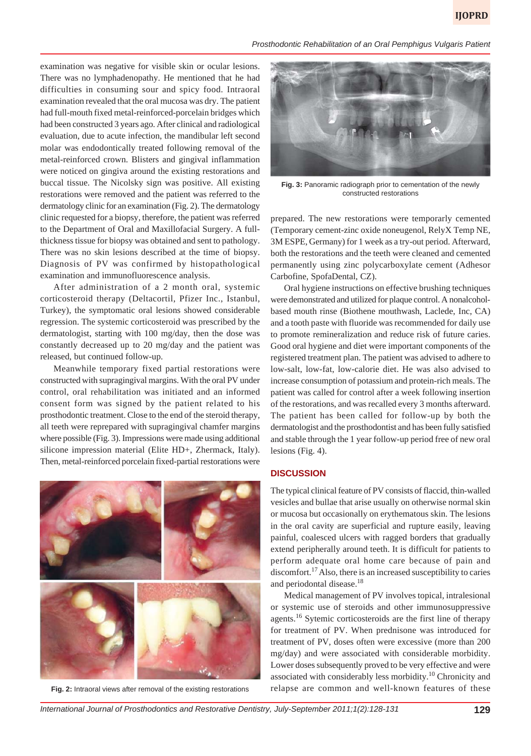examination was negative for visible skin or ocular lesions. There was no lymphadenopathy. He mentioned that he had difficulties in consuming sour and spicy food. Intraoral examination revealed that the oral mucosa was dry. The patient had full-mouth fixed metal-reinforced-porcelain bridges which had been constructed 3 years ago. After clinical and radiological evaluation, due to acute infection, the mandibular left second molar was endodontically treated following removal of the metal-reinforced crown. Blisters and gingival inflammation were noticed on gingiva around the existing restorations and buccal tissue. The Nicolsky sign was positive. All existing restorations were removed and the patient was referred to the dermatology clinic for an examination (Fig. 2). The dermatology clinic requested for a biopsy, therefore, the patient was referred to the Department of Oral and Maxillofacial Surgery. A full-thickness tissue for biopsy was obtained and sent to pathology. There was no skin lesions described at the time of biopsy. Diagnosis of PV was confirmed by histopathological examination and immunofluorescence analysis.

After administration of a 2 month oral, systemic corticosteroid therapy (Deltacortil, Pfizer Inc., Istanbul, Turkey), the symptomatic oral lesions showed considerable regression. The systemic corticosteroid was prescribed by the dermatologist, starting with 100 mg/day, then the dose was constantly decreased up to 20 mg/day and the patient was released, but continued follow-up.

Meanwhile temporary fixed partial restorations were constructed with supragingival margins. With the oral PV under control, oral rehabilitation was initiated and an informed consent form was signed by the patient related to his prosthodontic treatment. Close to the end of the steroid therapy, all teeth were reprepared with supragingival chamfer margins where possible (Fig. 3). Impressions were made using additional silicone impression material (Elite HD+, Zhermack, Italy). Then, metal-reinforced porcelain fixed-partial restorations were prepared. The new restorations were temporarly cemented (Temporary cement-zinc oxide noneugenol, RelyX Temp NE, 3M ESPE, Germany) for 1 week as a try-out period. Afterward, both the restorations and the teeth were cleaned and cemented permanently using zinc polycarboxylate cement (Adhesor Carbofine, SpofaDental, CZ).

Fig. 2: Intraoral views after removal of the existing restorations

Fig. 3: Panoramic radiograph prior to cementation of the newly constructed restorations

Oral hygiene instructions on effective brushing techniques were demonstrated and utilized for plaque control. A nonalcohol-based mouth rinse (Biothene mouthwash, Laclede, Inc, CA) and a tooth paste with fluoride was recommended for daily use to promote remineralization and reduce risk of future caries. Good oral hygiene and diet were important components of the registered treatment plan. The patient was advised to adhere to low-salt, low-fat, low-calorie diet. He was also advised to increase consumption of potassium and protein-rich meals. The patient was called for control after a week following insertion of the restorations, and was recalled every 3 months afterward. The patient has been called for follow-up by both the dermatologist and the prosthodontist and has been fully satisfied and stable through the 1 year follow-up period free of new oral lesions (Fig. 4).

## DISCUSSION

The typical clinical feature of PV consists of flaccid, thin-walled vesicles and bullae that arise usually on otherwise normal skin or mucosa but occasionally on erythematous skin. The lesions in the oral cavity are superficial and rupture easily, leaving painful, coalesced ulcers with ragged borders that gradually extend peripherally around teeth. It is difficult for patients to perform adequate oral home care because of pain and discomfort.[17] Also, there is an increased susceptibility to caries and periodontal disease.[18]

Medical management of PV involves topical, intralesional or systemic use of steroids and other immunosuppressive agents.[16] Sytemic corticosteroids are the first line of therapy for treatment of PV. When prednisone was introduced for treatment of PV, doses often were excessive (more than 200 mg/day) and were associated with considerable morbidity. Lower doses subsequently proved to be very effective and were associated with considerably less morbidity.[10] Chronicity and relapse are common and well-known features of these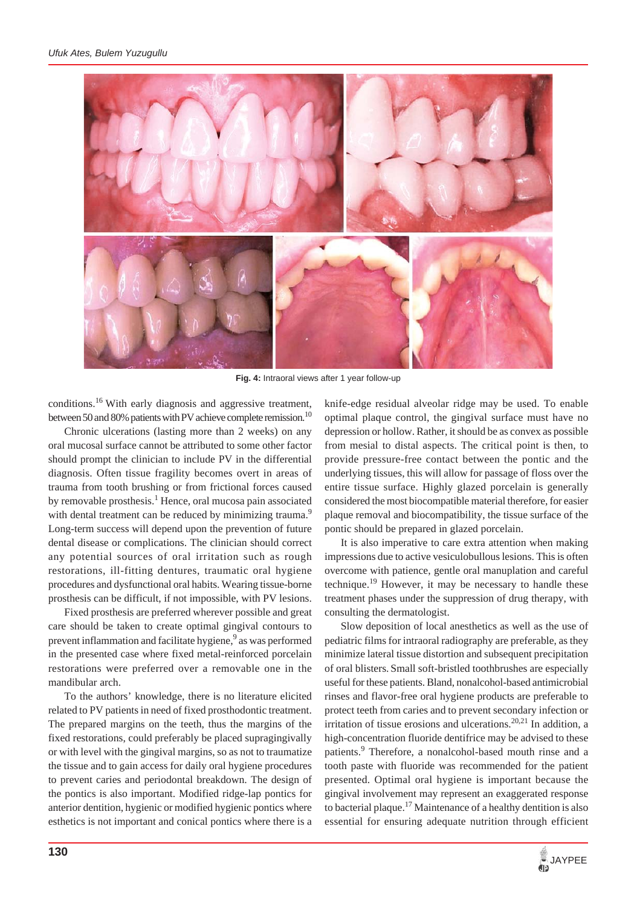Fig. 4: Intraoral views after 1 year follow-up

conditions.[16] With early diagnosis and aggressive treatment, between 50 and 80% patients with PV achieve complete remission.[10]

Chronic ulcerations (lasting more than 2 weeks) on any oral mucosal surface cannot be attributed to some other factor should prompt the clinician to include PV in the differential diagnosis. Often tissue fragility becomes overt in areas of trauma from tooth brushing or from frictional forces caused by removable prosthesis.[1] Hence, oral mucosa pain associated with dental treatment can be reduced by minimizing trauma.[9] Long-term success will depend upon the prevention of future dental disease or complications. The clinician should correct any potential sources of oral irritation such as rough restorations, ill-fitting dentures, traumatic oral hygiene procedures and dysfunctional oral habits. Wearing tissue-borne prosthesis can be difficult, if not impossible, with PV lesions.

Fixed prosthesis are preferred wherever possible and great care should be taken to create optimal gingival contours to prevent inflammation and facilitate hygiene,[9] as was performed in the presented case where fixed metal-reinforced porcelain restorations were preferred over a removable one in the mandibular arch.

To the authors' knowledge, there is no literature elicited related to PV patients in need of fixed prosthodontic treatment. The prepared margins on the teeth, thus the margins of the fixed restorations, could preferably be placed supragingivally or with level with the gingival margins, so as not to traumatize the tissue and to gain access for daily oral hygiene procedures to prevent caries and periodontal breakdown. The design of the pontics is also important. Modified ridge-lap pontics for anterior dentition, hygienic or modified hygienic pontics where esthetics is not important and conical pontics where there is a knife-edge residual alveolar ridge may be used. To enable optimal plaque control, the gingival surface must have no depression or hollow. Rather, it should be as convex as possible from mesial to distal aspects. The critical point is then, to provide pressure-free contact between the pontic and the underlying tissues, this will allow for passage of floss over the entire tissue surface. Highly glazed porcelain is generally considered the most biocompatible material therefore, for easier plaque removal and biocompatibility, the tissue surface of the pontic should be prepared in glazed porcelain.

It is also imperative to care extra attention when making impressions due to active vesiculobullous lesions. This is often overcome with patience, gentle oral manuplation and careful technique.[19] However, it may be necessary to handle these treatment phases under the suppression of drug therapy, with consulting the dermatologist.

Slow deposition of local anesthetics as well as the use of pediatric films for intraoral radiography are preferable, as they minimize lateral tissue distortion and subsequent precipitation of oral blisters. Small soft-bristled toothbrushes are especially useful for these patients. Bland, nonalcohol-based antimicrobial rinses and flavor-free oral hygiene products are preferable to protect teeth from caries and to prevent secondary infection or irritation of tissue erosions and ulcerations.[20,21] In addition, a high-concentration fluoride dentifrice may be advised to these patients.[9] Therefore, a nonalcohol-based mouth rinse and a tooth paste with fluoride was recommended for the patient presented. Optimal oral hygiene is important because the gingival involvement may represent an exaggerated response to bacterial plaque.[17] Maintenance of a healthy dentition is also essential for ensuring adequate nutrition through efficient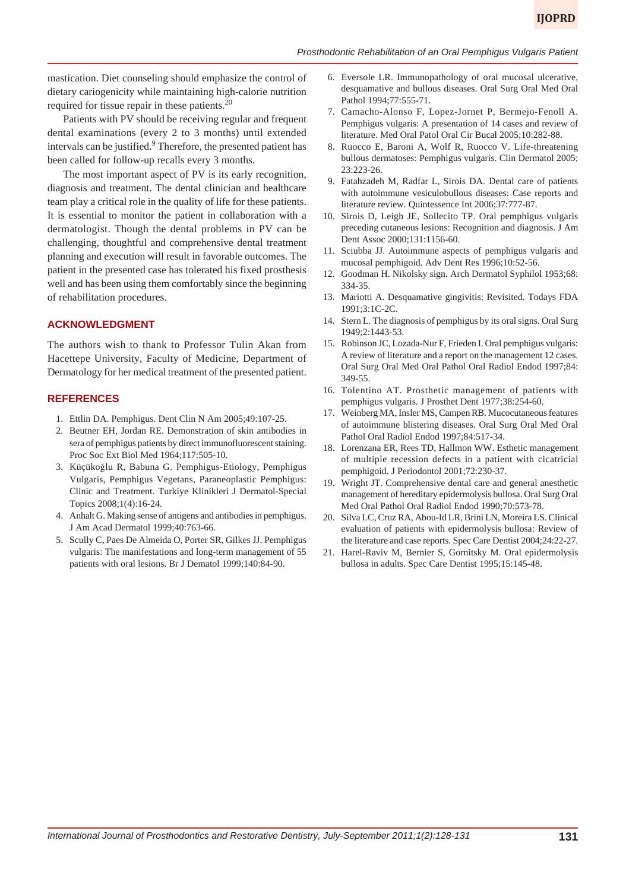mastication. Diet counseling should emphasize the control of dietary cariogenicity while maintaining high-calorie nutrition required for tissue repair in these patients.[20]

Patients with PV should be receiving regular and frequent dental examinations (every 2 to 3 months) until extended intervals can be justified.[9] Therefore, the presented patient has been called for follow-up recalls every 3 months.

The most important aspect of PV is its early recognition, diagnosis and treatment. The dental clinician and healthcare team play a critical role in the quality of life for these patients. It is essential to monitor the patient in collaboration with a dermatologist. Though the dental problems in PV can be challenging, thoughtful and comprehensive dental treatment planning and execution will result in favorable outcomes. The patient in the presented case has tolerated his fixed prosthesis well and has been using them comfortably since the beginning of rehabilitation procedures.

## ACKNOWLEDGMENT

The authors wish to thank to Professor Tulin Akan from Hacettepe University, Faculty of Medicine, Department of Dermatology for her medical treatment of the presented patient.

## REFERENCES

1. Ettlin DA. Pemphigus. Dent Clin N Am 2005;49:107-25.
2. Beutner EH, Jordan RE. Demonstration of skin antibodies in sera of pemphigus patients by direct immunofluorescent staining. Proc Soc Ext Biol Med 1964;117:505-10.
3. Küçükoğlu R, Babuna G. Pemphigus-Etiology, Pemphigus Vulgaris, Pemphigus Vegetans, Paraneoplastic Pemphigus: Clinic and Treatment. Turkiye Klinikleri J Dermatol-Special Topics 2008;1(4):16-24.
4. Anhalt G. Making sense of antigens and antibodies in pemphigus. J Am Acad Dermatol 1999;40:763-66.
5. Scully C, Paes De Almeida O, Porter SR, Gilkes JJ. Pemphigus vulgaris: The manifestations and long-term management of 55 patients with oral lesions. Br J Dematol 1999;140:84-90.
6. Eversole LR. Immunopathology of oral mucosal ulcerative, desquamative and bullous diseases. Oral Surg Oral Med Oral Pathol 1994;77:555-71.
7. Camacho-Alonso F, Lopez-Jornet P, Bermejo-Fenoll A. Pemphigus vulgaris: A presentation of 14 cases and review of literature. Med Oral Patol Oral Cir Bucal 2005;10:282-88.
8. Ruocco E, Baroni A, Wolf R, Ruocco V. Life-threatening bullous dermatoses: Pemphigus vulgaris. Clin Dermatol 2005; 23:223-26.
9. Fatahzadeh M, Radfar L, Sirois DA. Dental care of patients with autoimmune vesiculobullous diseases: Case reports and literature review. Quintessence Int 2006;37:777-87.
10. Sirois D, Leigh JE, Sollecito TP. Oral pemphigus vulgaris preceding cutaneous lesions: Recognition and diagnosis. J Am Dent Assoc 2000;131:1156-60.
11. Sciubba JJ. Autoimmune aspects of pemphigus vulgaris and mucosal pemphigoid. Adv Dent Res 1996;10:52-56.
12. Goodman H. Nikolsky sign. Arch Dermatol Syphilol 1953;68: 334-35.
13. Mariotti A. Desquamative gingivitis: Revisited. Todays FDA 1991;3:1C-2C.
14. Stern L. The diagnosis of pemphigus by its oral signs. Oral Surg 1949;2:1443-53.
15. Robinson JC, Lozada-Nur F, Frieden I. Oral pemphigus vulgaris: A review of literature and a report on the management 12 cases. Oral Surg Oral Med Oral Pathol Oral Radiol Endod 1997;84: 349-55.
16. Tolentino AT. Prosthetic management of patients with pemphigus vulgaris. J Prosthet Dent 1977;38:254-60.
17. Weinberg MA, Insler MS, Campen RB. Mucocutaneous features of autoimmune blistering diseases. Oral Surg Oral Med Oral Pathol Oral Radiol Endod 1997;84:517-34.
18. Lorenzana ER, Rees TD, Hallmon WW. Esthetic management of multiple recession defects in a patient with cicatricial pemphigoid. J Periodontol 2001;72:230-37.
19. Wright JT. Comprehensive dental care and general anesthetic management of hereditary epidermolysis bullosa. Oral Surg Oral Med Oral Pathol Oral Radiol Endod 1990;70:573-78.
20. Silva LC, Cruz RA, Abou-Id LR, Brini LN, Moreira LS. Clinical evaluation of patients with epidermolysis bullosa: Review of the literature and case reports. Spec Care Dentist 2004;24:22-27.
21. Harel-Raviv M, Bernier S, Gornitsky M. Oral epidermolysis bullosa in adults. Spec Care Dentist 1995;15:145-48.